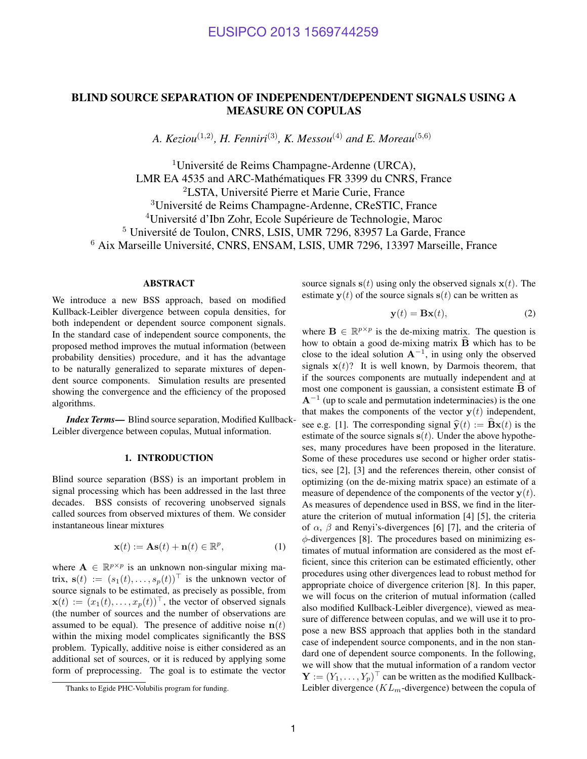# BLIND SOURCE SEPARATION OF INDEPENDENT/DEPENDENT SIGNALS USING A MEASURE ON COPULAS

*A. Keziou[(1,2)], H. Fenniri[(3)], K. Messou[(4)] and E. Moreau[(5,6)]*

[1]Université de Reims Champagne-Ardenne (URCA), LMR EA 4535 and ARC-Mathématiques FR 3399 du CNRS, France
[2]LSTA, Université Pierre et Marie Curie, France
[3]Université de Reims Champagne-Ardenne, CReSTIC, France
[4]Université d'Ibn Zohr, Ecole Supérieure de Technologie, Maroc
[5] Université de Toulon, CNRS, LSIS, UMR 7296, 83957 La Garde, France
[6] Aix Marseille Université, CNRS, ENSAM, LSIS, UMR 7296, 13397 Marseille, France

## ABSTRACT

We introduce a new BSS approach, based on modified Kullback-Leibler divergence between copula densities, for both independent or dependent source component signals. In the standard case of independent source components, the proposed method improves the mutual information (between probability densities) procedure, and it has the advantage to be naturally generalized to separate mixtures of dependent source components. Simulation results are presented showing the convergence and the efficiency of the proposed algorithms.

***Index Terms*—** Blind source separation, Modified Kullback-Leibler divergence between copulas, Mutual information.

## 1. INTRODUCTION

Blind source separation (BSS) is an important problem in signal processing which has been addressed in the last three decades. BSS consists of recovering unobserved signals called sources from observed mixtures of them. We consider instantaneous linear mixtures

$$\mathbf{x}(t) := \mathbf{A}\mathbf{s}(t) + \mathbf{n}(t) \in \mathbb{R}^p, \tag{1}$$

where $\mathbf{A} \in \mathbb{R}^{p \times p}$ is an unknown non-singular mixing matrix, $\mathbf{s}(t) := (s_1(t), \ldots, s_p(t))^\top$ is the unknown vector of source signals to be estimated, as precisely as possible, from $\mathbf{x}(t) := (x_1(t), \ldots, x_p(t))^\top$, the vector of observed signals (the number of sources and the number of observations are assumed to be equal). The presence of additive noise $\mathbf{n}(t)$ within the mixing model complicates significantly the BSS problem. Typically, additive noise is either considered as an additional set of sources, or it is reduced by applying some form of preprocessing. The goal is to estimate the vector source signals $\mathbf{s}(t)$ using only the observed signals $\mathbf{x}(t)$. The estimate $\mathbf{y}(t)$ of the source signals $\mathbf{s}(t)$ can be written as

$$\mathbf{y}(t) = \mathbf{B}\mathbf{x}(t), \tag{2}$$

where $\mathbf{B} \in \mathbb{R}^{p \times p}$ is the de-mixing matrix. The question is how to obtain a good de-mixing matrix $\widehat{\mathbf{B}}$ which has to be close to the ideal solution $\mathbf{A}^{-1}$, in using only the observed signals $\mathbf{x}(t)$? It is well known, by Darmois theorem, that if the sources components are mutually independent and at most one component is gaussian, a consistent estimate $\widehat{\mathbf{B}}$ of $\mathbf{A}^{-1}$ (up to scale and permutation indeterminacies) is the one that makes the components of the vector $\mathbf{y}(t)$ independent, see e.g. [1]. The corresponding signal $\widehat{\mathbf{y}}(t) := \widehat{\mathbf{B}}\mathbf{x}(t)$ is the estimate of the source signals $\mathbf{s}(t)$. Under the above hypotheses, many procedures have been proposed in the literature. Some of these procedures use second or higher order statistics, see [2], [3] and the references therein, other consist of optimizing (on the de-mixing matrix space) an estimate of a measure of dependence of the components of the vector $\mathbf{y}(t)$. As measures of dependence used in BSS, we find in the literature the criterion of mutual information [4] [5], the criteria of $\alpha$, $\beta$ and Renyi's-divergences [6] [7], and the criteria of $\phi$-divergences [8]. The procedures based on minimizing estimates of mutual information are considered as the most efficient, since this criterion can be estimated efficiently, other procedures using other divergences lead to robust method for appropriate choice of divergence criterion [8]. In this paper, we will focus on the criterion of mutual information (called also modified Kullback-Leibler divergence), viewed as measure of difference between copulas, and we will use it to propose a new BSS approach that applies both in the standard case of independent source components, and in the non standard one of dependent source components. In the following, we will show that the mutual information of a random vector $\mathbf{Y} := (Y_1, \ldots, Y_p)^\top$ can be written as the modified Kullback-Leibler divergence ($KL_m$-divergence) between the copula of

Thanks to Egide PHC-Volubilis program for funding.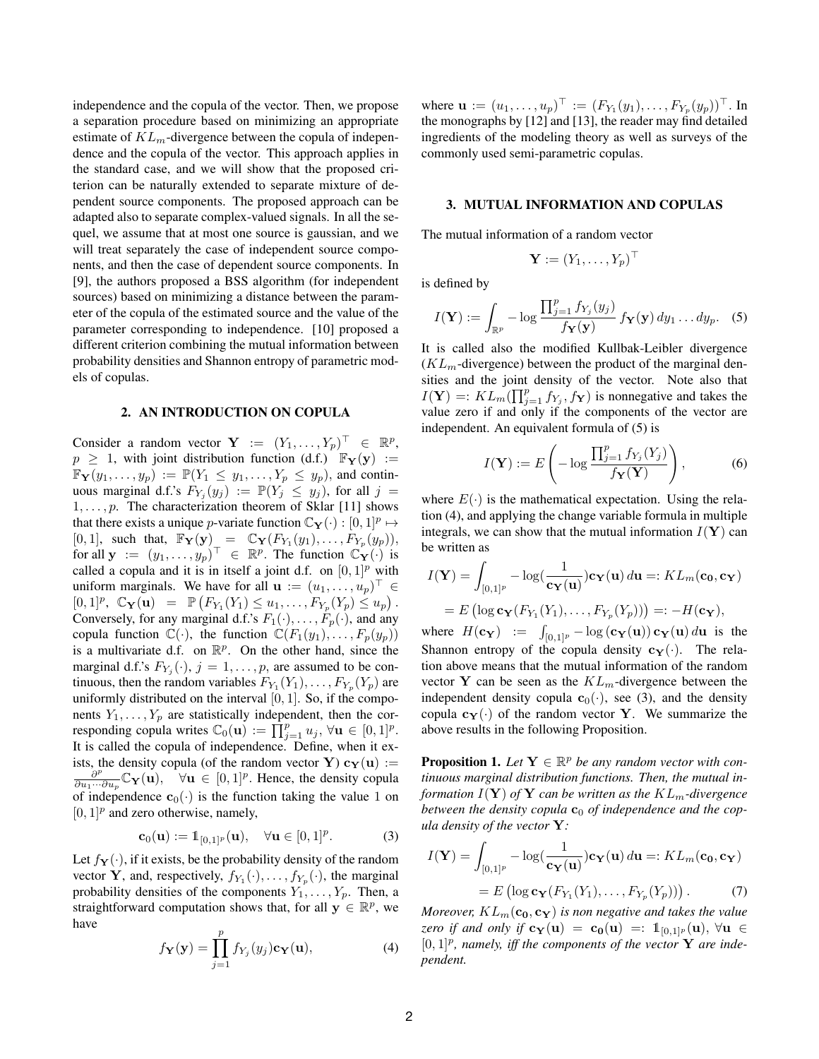independence and the copula of the vector. Then, we propose a separation procedure based on minimizing an appropriate estimate of $KL_m$-divergence between the copula of independence and the copula of the vector. This approach applies in the standard case, and we will show that the proposed criterion can be naturally extended to separate mixture of dependent source components. The proposed approach can be adapted also to separate complex-valued signals. In all the sequel, we assume that at most one source is gaussian, and we will treat separately the case of independent source components, and then the case of dependent source components. In [9], the authors proposed a BSS algorithm (for independent sources) based on minimizing a distance between the parameter of the copula of the estimated source and the value of the parameter corresponding to independence. [10] proposed a different criterion combining the mutual information between probability densities and Shannon entropy of parametric models of copulas.

## 2. AN INTRODUCTION ON COPULA

Consider a random vector $\mathbf{Y} := (Y_1, \ldots, Y_p)^\top \in \mathbb{R}^p$, $p \geq 1$, with joint distribution function (d.f.) $\mathbb{F}_\mathbf{Y}(\mathbf{y}) := \mathbb{F}_\mathbf{Y}(y_1, \ldots, y_p) := \mathbb{P}(Y_1 \leq y_1, \ldots, Y_p \leq y_p)$, and continuous marginal d.f.'s $F_{Y_j}(y_j) := \mathbb{P}(Y_j \leq y_j)$, for all $j = 1, \ldots, p$. The characterization theorem of Sklar [11] shows that there exists a unique $p$-variate function $\mathbb{C}_\mathbf{Y}(\cdot) : [0,1]^p \mapsto [0,1]$, such that, $\mathbb{F}_\mathbf{Y}(\mathbf{y}) = \mathbb{C}_\mathbf{Y}(F_{Y_1}(y_1), \ldots, F_{Y_p}(y_p))$, for all $\mathbf{y} := (y_1, \ldots, y_p)^\top \in \mathbb{R}^p$. The function $\mathbb{C}_\mathbf{Y}(\cdot)$ is called a copula and it is in itself a joint d.f. on $[0,1]^p$ with uniform marginals. We have for all $\mathbf{u} := (u_1, \ldots, u_p)^\top \in [0,1]^p$, $\mathbb{C}_\mathbf{Y}(\mathbf{u}) = \mathbb{P}\left(F_{Y_1}(Y_1) \leq u_1, \ldots, F_{Y_p}(Y_p) \leq u_p\right)$. Conversely, for any marginal d.f.'s $F_1(\cdot), \ldots, F_p(\cdot)$, and any copula function $\mathbb{C}(\cdot)$, the function $\mathbb{C}(F_1(y_1), \ldots, F_p(y_p))$ is a multivariate d.f. on $\mathbb{R}^p$. On the other hand, since the marginal d.f.'s $F_{Y_j}(\cdot)$, $j = 1, \ldots, p$, are assumed to be continuous, then the random variables $F_{Y_1}(Y_1), \ldots, F_{Y_p}(Y_p)$ are uniformly distributed on the interval $[0,1]$. So, if the components $Y_1, \ldots, Y_p$ are statistically independent, then the corresponding copula writes $\mathbb{C}_0(\mathbf{u}) := \prod_{j=1}^p u_j$, $\forall \mathbf{u} \in [0,1]^p$. It is called the copula of independence. Define, when it exists, the density copula (of the random vector $\mathbf{Y}$) $\mathbf{c}_\mathbf{Y}(\mathbf{u}) := \frac{\partial^p}{\partial u_1 \cdots \partial u_p} \mathbb{C}_\mathbf{Y}(\mathbf{u})$, $\forall \mathbf{u} \in [0,1]^p$. Hence, the density copula of independence $\mathbf{c}_0(\cdot)$ is the function taking the value 1 on $[0,1]^p$ and zero otherwise, namely,

$$\mathbf{c}_0(\mathbf{u}) := \mathbb{1}_{[0,1]^p}(\mathbf{u}), \quad \forall \mathbf{u} \in [0,1]^p. \tag{3}$$

Let $f_\mathbf{Y}(\cdot)$, if it exists, be the probability density of the random vector $\mathbf{Y}$, and, respectively, $f_{Y_1}(\cdot), \ldots, f_{Y_p}(\cdot)$, the marginal probability densities of the components $Y_1, \ldots, Y_p$. Then, a straightforward computation shows that, for all $\mathbf{y} \in \mathbb{R}^p$, we have

$$f_\mathbf{Y}(\mathbf{y}) = \prod_{j=1}^p f_{Y_j}(y_j) \mathbf{c}_\mathbf{Y}(\mathbf{u}), \tag{4}$$

where $\mathbf{u} := (u_1, \ldots, u_p)^\top := (F_{Y_1}(y_1), \ldots, F_{Y_p}(y_p))^\top$. In the monographs by [12] and [13], the reader may find detailed ingredients of the modeling theory as well as surveys of the commonly used semi-parametric copulas.

## 3. MUTUAL INFORMATION AND COPULAS

The mutual information of a random vector

$$\mathbf{Y} := (Y_1, \ldots, Y_p)^\top$$

is defined by

$$I(\mathbf{Y}) := \int_{\mathbb{R}^p} -\log \frac{\prod_{j=1}^p f_{Y_j}(y_j)}{f_\mathbf{Y}(\mathbf{y})} f_\mathbf{Y}(\mathbf{y}) \, dy_1 \ldots dy_p. \tag{5}$$

It is called also the modified Kullbak-Leibler divergence ($KL_m$-divergence) between the product of the marginal densities and the joint density of the vector. Note also that $I(\mathbf{Y}) =: KL_m(\prod_{j=1}^p f_{Y_j}, f_\mathbf{Y})$ is nonnegative and takes the value zero if and only if the components of the vector are independent. An equivalent formula of (5) is

$$I(\mathbf{Y}) := E\left(-\log \frac{\prod_{j=1}^p f_{Y_j}(Y_j)}{f_\mathbf{Y}(\mathbf{Y})}\right), \tag{6}$$

where $E(\cdot)$ is the mathematical expectation. Using the relation (4), and applying the change variable formula in multiple integrals, we can show that the mutual information $I(\mathbf{Y})$ can be written as

$$I(\mathbf{Y}) = \int_{[0,1]^p} -\log\left(\frac{1}{\mathbf{c}_\mathbf{Y}(\mathbf{u})}\right) \mathbf{c}_\mathbf{Y}(\mathbf{u}) \, d\mathbf{u} =: KL_m(\mathbf{c_0}, \mathbf{c_Y})$$
$$= E\left(\log \mathbf{c}_\mathbf{Y}(F_{Y_1}(Y_1), \ldots, F_{Y_p}(Y_p))\right) =: -H(\mathbf{c_Y}),$$

where $H(\mathbf{c_Y}) := \int_{[0,1]^p} -\log\left(\mathbf{c}_\mathbf{Y}(\mathbf{u})\right) \mathbf{c}_\mathbf{Y}(\mathbf{u}) \, d\mathbf{u}$ is the Shannon entropy of the copula density $\mathbf{c}_\mathbf{Y}(\cdot)$. The relation above means that the mutual information of the random vector $\mathbf{Y}$ can be seen as the $KL_m$-divergence between the independent density copula $\mathbf{c}_0(\cdot)$, see (3), and the density copula $\mathbf{c}_\mathbf{Y}(\cdot)$ of the random vector $\mathbf{Y}$. We summarize the above results in the following Proposition.

**Proposition 1.** *Let $\mathbf{Y} \in \mathbb{R}^p$ be any random vector with continuous marginal distribution functions. Then, the mutual information $I(\mathbf{Y})$ of $\mathbf{Y}$ can be written as the $KL_m$-divergence between the density copula $\mathbf{c}_0$ of independence and the copula density of the vector $\mathbf{Y}$:*

$$I(\mathbf{Y}) = \int_{[0,1]^p} -\log\left(\frac{1}{\mathbf{c}_\mathbf{Y}(\mathbf{u})}\right) \mathbf{c}_\mathbf{Y}(\mathbf{u}) \, d\mathbf{u} =: KL_m(\mathbf{c_0}, \mathbf{c_Y})$$
$$= E\left(\log \mathbf{c}_\mathbf{Y}(F_{Y_1}(Y_1), \ldots, F_{Y_p}(Y_p))\right). \tag{7}$$

*Moreover, $KL_m(\mathbf{c_0}, \mathbf{c_Y})$ is non negative and takes the value zero if and only if $\mathbf{c}_\mathbf{Y}(\mathbf{u}) = \mathbf{c_0}(\mathbf{u}) =: \mathbb{1}_{[0,1]^p}(\mathbf{u})$, $\forall \mathbf{u} \in [0,1]^p$, namely, iff the components of the vector $\mathbf{Y}$ are independent.*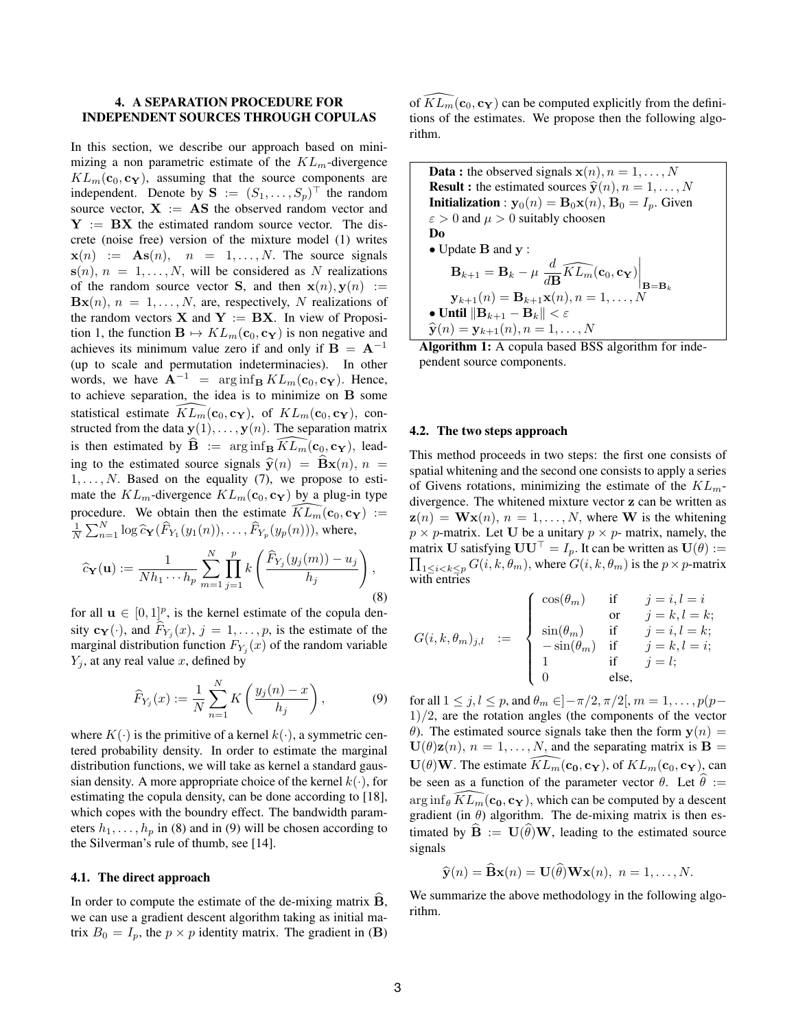## 4. A SEPARATION PROCEDURE FOR INDEPENDENT SOURCES THROUGH COPULAS

In this section, we describe our approach based on minimizing a non parametric estimate of the $KL_m$-divergence $KL_m(\mathbf{c}_0, \mathbf{c}_\mathbf{Y})$, assuming that the source components are independent. Denote by $\mathbf{S} := (S_1, \ldots, S_p)^\top$ the random source vector, $\mathbf{X} := \mathbf{AS}$ the observed random vector and $\mathbf{Y} := \mathbf{BX}$ the estimated random source vector. The discrete (noise free) version of the mixture model (1) writes $\mathbf{x}(n) := \mathbf{As}(n), \quad n = 1, \ldots, N$. The source signals $\mathbf{s}(n)$, $n = 1, \ldots, N$, will be considered as $N$ realizations of the random source vector $\mathbf{S}$, and then $\mathbf{x}(n), \mathbf{y}(n) := \mathbf{Bx}(n)$, $n = 1, \ldots, N$, are, respectively, $N$ realizations of the random vectors $\mathbf{X}$ and $\mathbf{Y} := \mathbf{BX}$. In view of Proposition 1, the function $\mathbf{B} \mapsto KL_m(\mathbf{c}_0, \mathbf{c}_\mathbf{Y})$ is non negative and achieves its minimum value zero if and only if $\mathbf{B} = \mathbf{A}^{-1}$ (up to scale and permutation indeterminacies). In other words, we have $\mathbf{A}^{-1} = \arg\inf_\mathbf{B} KL_m(\mathbf{c}_0, \mathbf{c}_\mathbf{Y})$. Hence, to achieve separation, the idea is to minimize on $\mathbf{B}$ some statistical estimate $\widehat{KL_m}(\mathbf{c}_0, \mathbf{c}_\mathbf{Y})$, of $KL_m(\mathbf{c}_0, \mathbf{c}_\mathbf{Y})$, constructed from the data $\mathbf{y}(1), \ldots, \mathbf{y}(n)$. The separation matrix is then estimated by $\widehat{\mathbf{B}} := \arg\inf_\mathbf{B} \widehat{KL_m}(\mathbf{c}_0, \mathbf{c}_\mathbf{Y})$, leading to the estimated source signals $\widehat{\mathbf{y}}(n) = \widehat{\mathbf{B}}\mathbf{x}(n)$, $n = 1, \ldots, N$. Based on the equality (7), we propose to estimate the $KL_m$-divergence $KL_m(\mathbf{c}_0, \mathbf{c}_\mathbf{Y})$ by a plug-in type procedure. We obtain then the estimate $\widehat{KL_m}(\mathbf{c}_0, \mathbf{c}_\mathbf{Y}) := \frac{1}{N}\sum_{n=1}^{N} \log \widehat{c}_\mathbf{Y}(\widehat{F}_{Y_1}(y_1(n)), \ldots, \widehat{F}_{Y_p}(y_p(n)))$, where,

$$\widehat{c}_\mathbf{Y}(\mathbf{u}) := \frac{1}{Nh_1 \cdots h_p} \sum_{m=1}^{N} \prod_{j=1}^{p} k\left(\frac{\widehat{F}_{Y_j}(y_j(m)) - u_j}{h_j}\right), \tag{8}$$

for all $\mathbf{u} \in [0,1]^p$, is the kernel estimate of the copula density $\mathbf{c}_\mathbf{Y}(\cdot)$, and $\widehat{F}_{Y_j}(x)$, $j = 1, \ldots, p$, is the estimate of the marginal distribution function $F_{Y_j}(x)$ of the random variable $Y_j$, at any real value $x$, defined by

$$\widehat{F}_{Y_j}(x) := \frac{1}{N} \sum_{n=1}^{N} K\left(\frac{y_j(n) - x}{h_j}\right), \tag{9}$$

where $K(\cdot)$ is the primitive of a kernel $k(\cdot)$, a symmetric centered probability density. In order to estimate the marginal distribution functions, we will take as kernel a standard gaussian density. A more appropriate choice of the kernel $k(\cdot)$, for estimating the copula density, can be done according to [18], which copes with the boundery effect. The bandwidth parameters $h_1, \ldots, h_p$ in (8) and in (9) will be chosen according to the Silverman's rule of thumb, see [14].

### 4.1. The direct approach

In order to compute the estimate of the de-mixing matrix $\widehat{\mathbf{B}}$, we can use a gradient descent algorithm taking as initial matrix $B_0 = I_p$, the $p \times p$ identity matrix. The gradient in $(\mathbf{B})$ of $\widehat{KL_m}(\mathbf{c}_0, \mathbf{c}_\mathbf{Y})$ can be computed explicitly from the definitions of the estimates. We propose then the following algorithm.

**Data :** the observed signals $\mathbf{x}(n), n = 1, \ldots, N$
**Result :** the estimated sources $\widehat{\mathbf{y}}(n), n = 1, \ldots, N$
**Initialization** : $\mathbf{y}_0(n) = \mathbf{B}_0\mathbf{x}(n)$, $\mathbf{B}_0 = I_p$. Given $\varepsilon > 0$ and $\mu > 0$ suitably choosen
**Do**
• Update $\mathbf{B}$ and $\mathbf{y}$ :

$$\mathbf{B}_{k+1} = \mathbf{B}_k - \mu \left.\frac{d}{d\mathbf{B}} \widehat{KL_m}(\mathbf{c}_0, \mathbf{c}_\mathbf{Y})\right|_{\mathbf{B}=\mathbf{B}_k}$$

$$\mathbf{y}_{k+1}(n) = \mathbf{B}_{k+1}\mathbf{x}(n), n = 1, \ldots, N$$

• **Until** $\|\mathbf{B}_{k+1} - \mathbf{B}_k\| < \varepsilon$
$\widehat{\mathbf{y}}(n) = \mathbf{y}_{k+1}(n), n = 1, \ldots, N$

**Algorithm 1:** A copula based BSS algorithm for independent source components.

### 4.2. The two steps approach

This method proceeds in two steps: the first one consists of spatial whitening and the second one consists to apply a series of Givens rotations, minimizing the estimate of the $KL_m$-divergence. The whitened mixture vector $\mathbf{z}$ can be written as $\mathbf{z}(n) = \mathbf{Wx}(n)$, $n = 1, \ldots, N$, where $\mathbf{W}$ is the whitening $p \times p$-matrix. Let $\mathbf{U}$ be a unitary $p \times p$- matrix, namely, the matrix $\mathbf{U}$ satisfying $\mathbf{UU}^\top = I_p$. It can be written as $\mathbf{U}(\theta) := \prod_{1 \leq i < k \leq p} G(i, k, \theta_m)$, where $G(i, k, \theta_m)$ is the $p \times p$-matrix with entries

$$G(i, k, \theta_m)_{j,l} \quad := \quad \begin{cases} \cos(\theta_m) & \text{if} \quad j = i, l = i \\ & \text{or} \quad j = k, l = k; \\ \sin(\theta_m) & \text{if} \quad j = i, l = k; \\ -\sin(\theta_m) & \text{if} \quad j = k, l = i; \\ 1 & \text{if} \quad j = l; \\ 0 & \text{else,} \end{cases}$$

for all $1 \leq j, l \leq p$, and $\theta_m \in ]-\pi/2, \pi/2[$, $m = 1, \ldots, p(p-1)/2$, are the rotation angles (the components of the vector $\theta$). The estimated source signals take then the form $\mathbf{y}(n) = \mathbf{U}(\theta)\mathbf{z}(n)$, $n = 1, \ldots, N$, and the separating matrix is $\mathbf{B} = \mathbf{U}(\theta)\mathbf{W}$. The estimate $\widehat{KL_m}(\mathbf{c_0}, \mathbf{c}_\mathbf{Y})$, of $KL_m(\mathbf{c}_0, \mathbf{c}_\mathbf{Y})$, can be seen as a function of the parameter vector $\theta$. Let $\widehat{\theta} := \arg\inf_\theta \widehat{KL_m}(\mathbf{c_0}, \mathbf{c}_\mathbf{Y})$, which can be computed by a descent gradient (in $\theta$) algorithm. The de-mixing matrix is then estimated by $\widehat{\mathbf{B}} := \mathbf{U}(\widehat{\theta})\mathbf{W}$, leading to the estimated source signals

$$\widehat{\mathbf{y}}(n) = \widehat{\mathbf{B}}\mathbf{x}(n) = \mathbf{U}(\widehat{\theta})\mathbf{Wx}(n), \ n = 1, \ldots, N.$$

We summarize the above methodology in the following algorithm.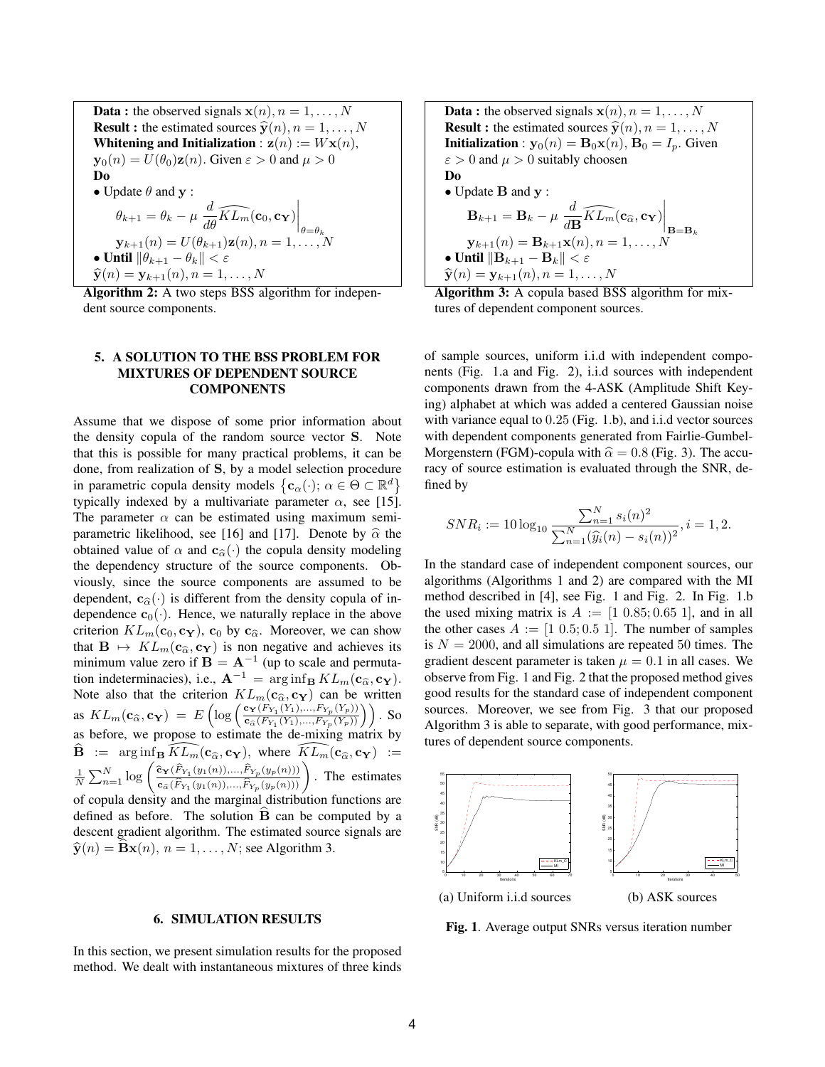**Data :** the observed signals $\mathbf{x}(n), n = 1, \ldots, N$
**Result :** the estimated sources $\widehat{\mathbf{y}}(n), n = 1, \ldots, N$
**Whitening and Initialization** : $\mathbf{z}(n) := W\mathbf{x}(n)$, $\mathbf{y}_0(n) = U(\theta_0)\mathbf{z}(n)$. Given $\varepsilon > 0$ and $\mu > 0$
**Do**
• Update $\theta$ and $\mathbf{y}$ :

$$\theta_{k+1} = \theta_k - \mu \left. \frac{d}{d\theta} \widehat{KL_m}(\mathbf{c}_0, \mathbf{c_Y}) \right|_{\theta=\theta_k}$$

$$\mathbf{y}_{k+1}(n) = U(\theta_{k+1})\mathbf{z}(n), n = 1, \ldots, N$$

• **Until** $\|\theta_{k+1} - \theta_k\| < \varepsilon$
$\widehat{\mathbf{y}}(n) = \mathbf{y}_{k+1}(n), n = 1, \ldots, N$

**Algorithm 2:** A two steps BSS algorithm for independent source components.

**Data :** the observed signals $\mathbf{x}(n), n = 1, \ldots, N$
**Result :** the estimated sources $\widehat{\mathbf{y}}(n), n = 1, \ldots, N$
**Initialization** : $\mathbf{y}_0(n) = \mathbf{B}_0\mathbf{x}(n)$, $\mathbf{B}_0 = I_p$. Given $\varepsilon > 0$ and $\mu > 0$ suitably choosen
**Do**
• Update $\mathbf{B}$ and $\mathbf{y}$ :

$$\mathbf{B}_{k+1} = \mathbf{B}_k - \mu \left. \frac{d}{d\mathbf{B}} \widehat{KL_m}(\mathbf{c}_{\widehat{\alpha}}, \mathbf{c_Y}) \right|_{\mathbf{B}=\mathbf{B}_k}$$

$$\mathbf{y}_{k+1}(n) = \mathbf{B}_{k+1}\mathbf{x}(n), n = 1, \ldots, N$$

• **Until** $\|\mathbf{B}_{k+1} - \mathbf{B}_k\| < \varepsilon$
$\widehat{\mathbf{y}}(n) = \mathbf{y}_{k+1}(n), n = 1, \ldots, N$

**Algorithm 3:** A copula based BSS algorithm for mixtures of dependent component sources.

## 5. A SOLUTION TO THE BSS PROBLEM FOR MIXTURES OF DEPENDENT SOURCE COMPONENTS

Assume that we dispose of some prior information about the density copula of the random source vector $\mathbf{S}$. Note that this is possible for many practical problems, it can be done, from realization of $\mathbf{S}$, by a model selection procedure in parametric copula density models $\left\{\mathbf{c}_\alpha(\cdot);\, \alpha \in \Theta \subset \mathbb{R}^d\right\}$ typically indexed by a multivariate parameter $\alpha$, see [15]. The parameter $\alpha$ can be estimated using maximum semiparametric likelihood, see [16] and [17]. Denote by $\widehat{\alpha}$ the obtained value of $\alpha$ and $\mathbf{c}_{\widehat{\alpha}}(\cdot)$ the copula density modeling the dependency structure of the source components. Obviously, since the source components are assumed to be dependent, $\mathbf{c}_{\widehat{\alpha}}(\cdot)$ is different from the density copula of independence $\mathbf{c}_0(\cdot)$. Hence, we naturally replace in the above criterion $KL_m(\mathbf{c}_0, \mathbf{c_Y})$, $\mathbf{c}_0$ by $\mathbf{c}_{\widehat{\alpha}}$. Moreover, we can show that $\mathbf{B} \mapsto KL_m(\mathbf{c}_{\widehat{\alpha}}, \mathbf{c_Y})$ is non negative and achieves its minimum value zero if $\mathbf{B} = \mathbf{A}^{-1}$ (up to scale and permutation indeterminacies), i.e., $\mathbf{A}^{-1} = \arg\inf_{\mathbf{B}} KL_m(\mathbf{c}_{\widehat{\alpha}}, \mathbf{c_Y})$. Note also that the criterion $KL_m(\mathbf{c}_{\widehat{\alpha}}, \mathbf{c_Y})$ can be written as $KL_m(\mathbf{c}_{\widehat{\alpha}}, \mathbf{c_Y}) = E\left(\log\left(\frac{\mathbf{c_Y}(F_{Y_1}(Y_1),\ldots,F_{Y_p}(Y_p))}{\mathbf{c}_{\widehat{\alpha}}(F_{Y_1}(Y_1),\ldots,F_{Y_p}(Y_p))}\right)\right)$. So as before, we propose to estimate the de-mixing matrix by $\widehat{\mathbf{B}} := \arg\inf_{\mathbf{B}} \widehat{KL_m}(\mathbf{c}_{\widehat{\alpha}}, \mathbf{c_Y})$, where $\widehat{KL_m}(\mathbf{c}_{\widehat{\alpha}}, \mathbf{c_Y}) := \frac{1}{N}\sum_{n=1}^{N} \log\left(\frac{\widehat{\mathbf{c}}_{\mathbf{Y}}(\widehat{F}_{Y_1}(y_1(n)),\ldots,\widehat{F}_{Y_p}(y_p(n)))}{\mathbf{c}_{\widehat{\alpha}}(\widehat{F}_{Y_1}(y_1(n)),\ldots,\widehat{F}_{Y_p}(y_p(n)))}\right)$. The estimates of copula density and the marginal distribution functions are defined as before. The solution $\widehat{\mathbf{B}}$ can be computed by a descent gradient algorithm. The estimated source signals are $\widehat{\mathbf{y}}(n) = \widehat{\mathbf{B}}\mathbf{x}(n)$, $n = 1, \ldots, N$; see Algorithm 3.

## 6. SIMULATION RESULTS

In this section, we present simulation results for the proposed method. We dealt with instantaneous mixtures of three kinds of sample sources, uniform i.i.d with independent components (Fig. 1.a and Fig. 2), i.i.d sources with independent components drawn from the 4-ASK (Amplitude Shift Keying) alphabet at which was added a centered Gaussian noise with variance equal to $0.25$ (Fig. 1.b), and i.i.d vector sources with dependent components generated from Fairlie-Gumbel-Morgenstern (FGM)-copula with $\widehat{\alpha} = 0.8$ (Fig. 3). The accuracy of source estimation is evaluated through the SNR, defined by

$$SNR_i := 10\log_{10}\frac{\sum_{n=1}^{N} s_i(n)^2}{\sum_{n=1}^{N}(\widehat{y}_i(n) - s_i(n))^2}, i = 1, 2.$$

In the standard case of independent component sources, our algorithms (Algorithms 1 and 2) are compared with the MI method described in [4], see Fig. 1 and Fig. 2. In Fig. 1.b the used mixing matrix is $A := [1\ 0.85; 0.65\ 1]$, and in all the other cases $A := [1\ 0.5; 0.5\ 1]$. The number of samples is $N = 2000$, and all simulations are repeated 50 times. The gradient descent parameter is taken $\mu = 0.1$ in all cases. We observe from Fig. 1 and Fig. 2 that the proposed method gives good results for the standard case of independent component sources. Moreover, we see from Fig. 3 that our proposed Algorithm 3 is able to separate, with good performance, mixtures of dependent source components.

(a) Uniform i.i.d sources (b) ASK sources

**Fig. 1**. Average output SNRs versus iteration number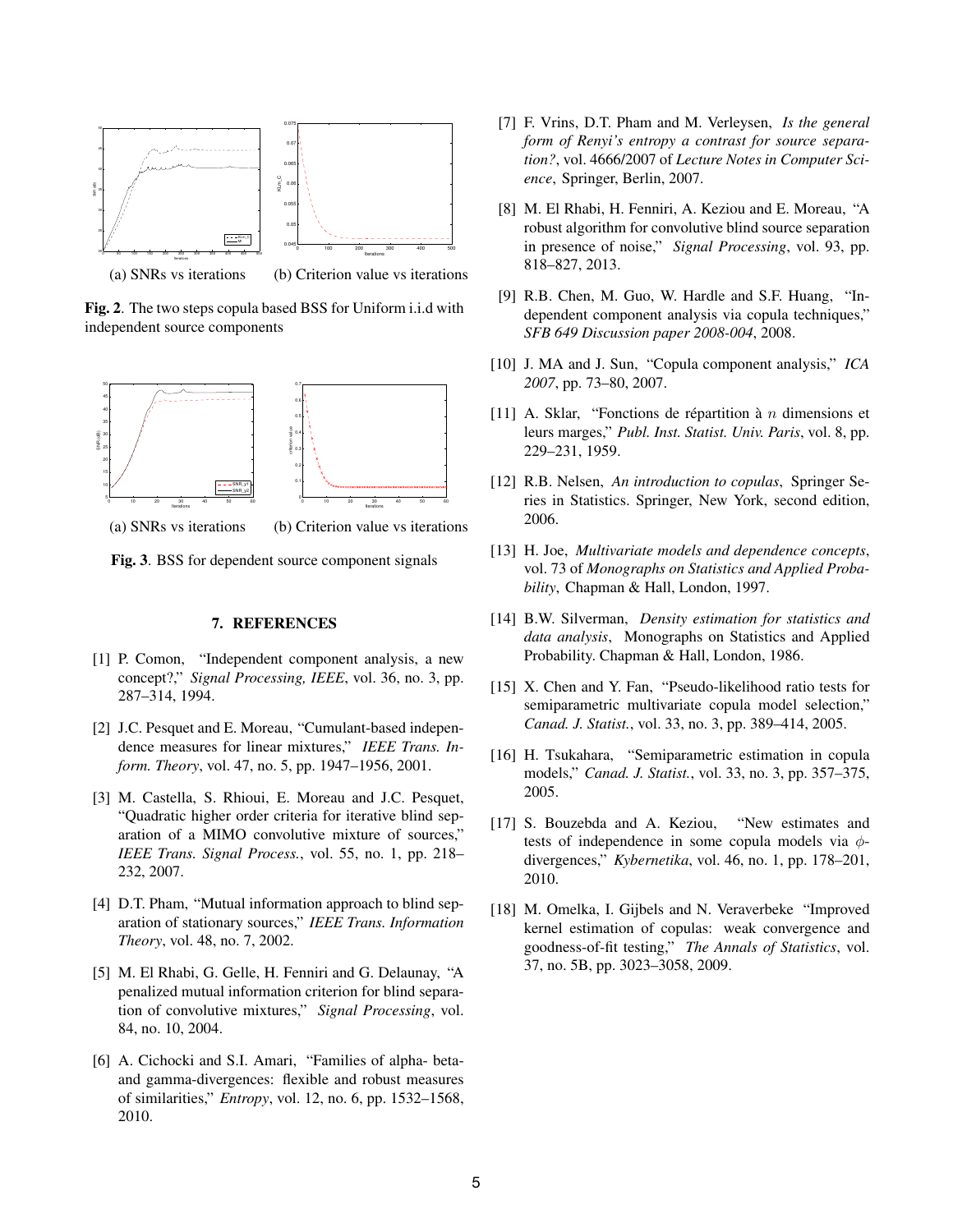(a) SNRs vs iterations (b) Criterion value vs iterations

**Fig. 2**. The two steps copula based BSS for Uniform i.i.d with independent source components

(a) SNRs vs iterations (b) Criterion value vs iterations

**Fig. 3**. BSS for dependent source component signals

## 7. REFERENCES

[1] P. Comon, "Independent component analysis, a new concept?," *Signal Processing, IEEE*, vol. 36, no. 3, pp. 287–314, 1994.

[2] J.C. Pesquet and E. Moreau, "Cumulant-based independence measures for linear mixtures," *IEEE Trans. Inform. Theory*, vol. 47, no. 5, pp. 1947–1956, 2001.

[3] M. Castella, S. Rhioui, E. Moreau and J.C. Pesquet, "Quadratic higher order criteria for iterative blind separation of a MIMO convolutive mixture of sources," *IEEE Trans. Signal Process.*, vol. 55, no. 1, pp. 218–232, 2007.

[4] D.T. Pham, "Mutual information approach to blind separation of stationary sources," *IEEE Trans. Information Theory*, vol. 48, no. 7, 2002.

[5] M. El Rhabi, G. Gelle, H. Fenniri and G. Delaunay, "A penalized mutual information criterion for blind separation of convolutive mixtures," *Signal Processing*, vol. 84, no. 10, 2004.

[6] A. Cichocki and S.I. Amari, "Families of alpha- beta- and gamma-divergences: flexible and robust measures of similarities," *Entropy*, vol. 12, no. 6, pp. 1532–1568, 2010.

[7] F. Vrins, D.T. Pham and M. Verleysen, *Is the general form of Renyi's entropy a contrast for source separation?*, vol. 4666/2007 of *Lecture Notes in Computer Science*, Springer, Berlin, 2007.

[8] M. El Rhabi, H. Fenniri, A. Keziou and E. Moreau, "A robust algorithm for convolutive blind source separation in presence of noise," *Signal Processing*, vol. 93, pp. 818–827, 2013.

[9] R.B. Chen, M. Guo, W. Hardle and S.F. Huang, "Independent component analysis via copula techniques," *SFB 649 Discussion paper 2008-004*, 2008.

[10] J. MA and J. Sun, "Copula component analysis," *ICA 2007*, pp. 73–80, 2007.

[11] A. Sklar, "Fonctions de répartition à $n$ dimensions et leurs marges," *Publ. Inst. Statist. Univ. Paris*, vol. 8, pp. 229–231, 1959.

[12] R.B. Nelsen, *An introduction to copulas*, Springer Series in Statistics. Springer, New York, second edition, 2006.

[13] H. Joe, *Multivariate models and dependence concepts*, vol. 73 of *Monographs on Statistics and Applied Probability*, Chapman & Hall, London, 1997.

[14] B.W. Silverman, *Density estimation for statistics and data analysis*, Monographs on Statistics and Applied Probability. Chapman & Hall, London, 1986.

[15] X. Chen and Y. Fan, "Pseudo-likelihood ratio tests for semiparametric multivariate copula model selection," *Canad. J. Statist.*, vol. 33, no. 3, pp. 389–414, 2005.

[16] H. Tsukahara, "Semiparametric estimation in copula models," *Canad. J. Statist.*, vol. 33, no. 3, pp. 357–375, 2005.

[17] S. Bouzebda and A. Keziou, "New estimates and tests of independence in some copula models via $\phi$-divergences," *Kybernetika*, vol. 46, no. 1, pp. 178–201, 2010.

[18] M. Omelka, I. Gijbels and N. Veraverbeke "Improved kernel estimation of copulas: weak convergence and goodness-of-fit testing," *The Annals of Statistics*, vol. 37, no. 5B, pp. 3023–3058, 2009.